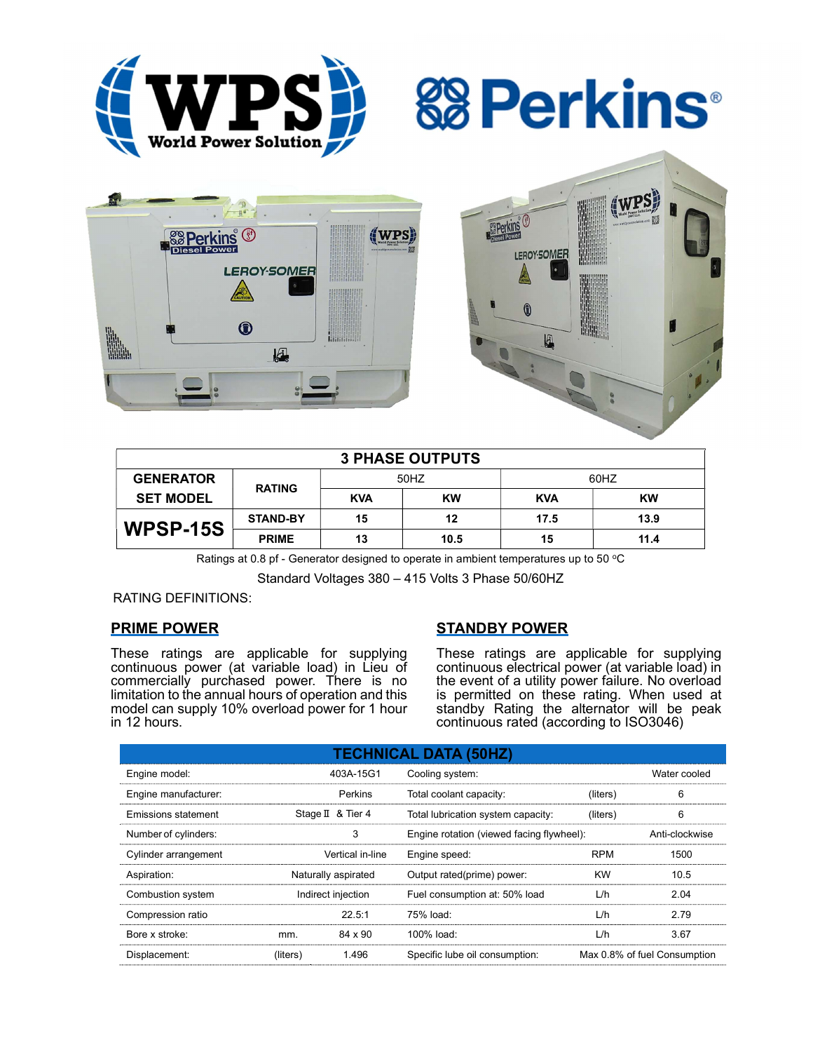| 3 PHASE OUTPUTS | | | | | |
|---|---|---|---|---|---|
| GENERATOR SET MODEL | RATING | 50HZ | | 60HZ | |
| | | KVA | KW | KVA | KW |
| WPSP-15S | STAND-BY | 15 | 12 | 17.5 | 13.9 |
| | PRIME | 13 | 10.5 | 15 | 11.4 |

Ratings at 0.8 pf - Generator designed to operate in ambient temperatures up to 50 ºC

Standard Voltages 380 – 415 Volts 3 Phase 50/60HZ

RATING DEFINITIONS:

## PRIME POWER

These ratings are applicable for supplying continuous power (at variable load) in Lieu of commercially purchased power. There is no limitation to the annual hours of operation and this model can supply 10% overload power for 1 hour in 12 hours.

## STANDBY POWER

These ratings are applicable for supplying continuous electrical power (at variable load) in the event of a utility power failure. No overload is permitted on these rating. When used at standby Rating the alternator will be peak continuous rated (according to ISO3046)

## TECHNICAL DATA (50HZ)

| | | | | | |
|---|---|---|---|---|---|
| Engine model: | | 403A-15G1 | Cooling system: | | Water cooled |
| Engine manufacturer: | | Perkins | Total coolant capacity: | (liters) | 6 |
| Emissions statement | | Stage Ⅱ & Tier 4 | Total lubrication system capacity: | (liters) | 6 |
| Number of cylinders: | | 3 | Engine rotation (viewed facing flywheel): | | Anti-clockwise |
| Cylinder arrangement | | Vertical in-line | Engine speed: | RPM | 1500 |
| Aspiration: | | Naturally aspirated | Output rated(prime) power: | KW | 10.5 |
| Combustion system | | Indirect injection | Fuel consumption at: 50% load | L/h | 2.04 |
| Compression ratio | | 22.5:1 | 75% load: | L/h | 2.79 |
| Bore x stroke: | mm. | 84 x 90 | 100% load: | L/h | 3.67 |
| Displacement: | (liters) | 1.496 | Specific lube oil consumption: | | Max 0.8% of fuel Consumption |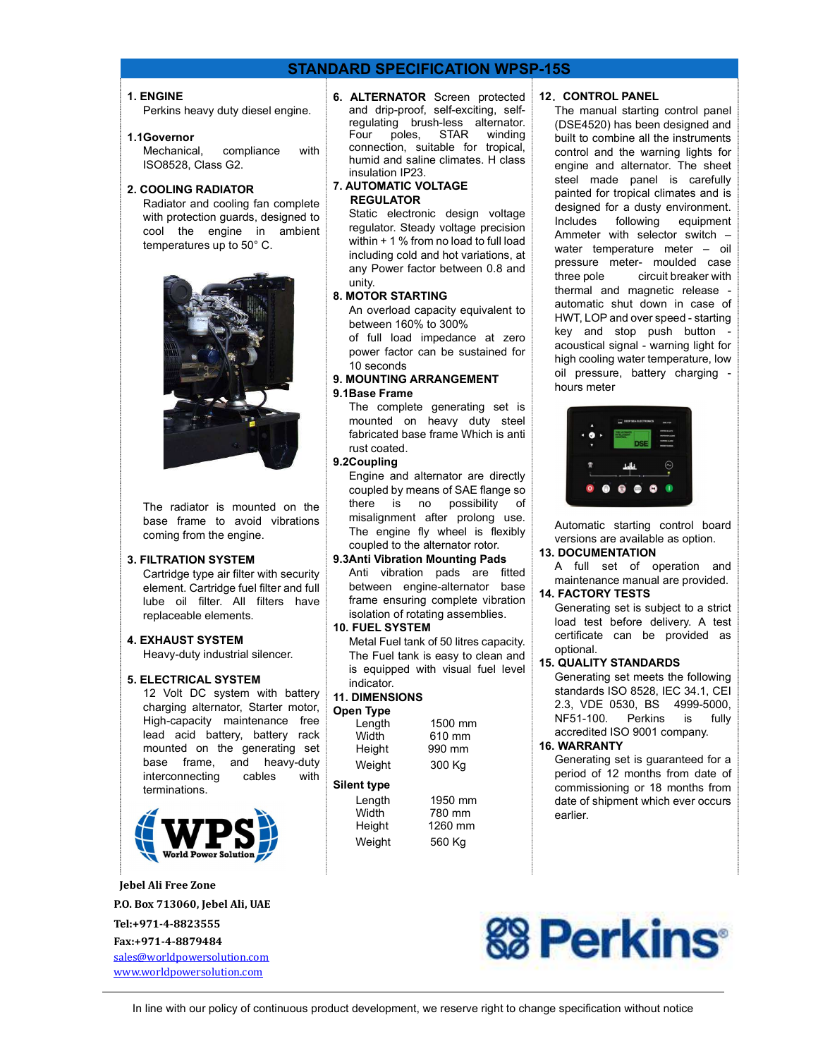# STANDARD SPECIFICATION WPSP-15S

## 1. ENGINE

Perkins heavy duty diesel engine.

### 1.1Governor

Mechanical, compliance with ISO8528, Class G2.

## 2. COOLING RADIATOR

Radiator and cooling fan complete with protection guards, designed to cool the engine in ambient temperatures up to 50° C.

The radiator is mounted on the base frame to avoid vibrations coming from the engine.

## 3. FILTRATION SYSTEM

Cartridge type air filter with security element. Cartridge fuel filter and full lube oil filter. All filters have replaceable elements.

## 4. EXHAUST SYSTEM

Heavy-duty industrial silencer.

## 5. ELECTRICAL SYSTEM

12 Volt DC system with battery charging alternator, Starter motor, High-capacity maintenance free lead acid battery, battery rack mounted on the generating set base frame, and heavy-duty interconnecting cables with terminations.

## 6. ALTERNATOR

Screen protected and drip-proof, self-exciting, self-regulating brush-less alternator. Four poles, STAR winding connection, suitable for tropical, humid and saline climates. H class insulation IP23.

## 7. AUTOMATIC VOLTAGE REGULATOR

Static electronic design voltage regulator. Steady voltage precision within + 1 % from no load to full load including cold and hot variations, at any Power factor between 0.8 and unity.

## 8. MOTOR STARTING

An overload capacity equivalent to between 160% to 300% of full load impedance at zero power factor can be sustained for 10 seconds

## 9. MOUNTING ARRANGEMENT

### 9.1Base Frame

The complete generating set is mounted on heavy duty steel fabricated base frame Which is anti rust coated.

### 9.2Coupling

Engine and alternator are directly coupled by means of SAE flange so there is no possibility of misalignment after prolong use. The engine fly wheel is flexibly coupled to the alternator rotor.

### 9.3Anti Vibration Mounting Pads

Anti vibration pads are fitted between engine-alternator base frame ensuring complete vibration isolation of rotating assemblies.

## 10. FUEL SYSTEM

Metal Fuel tank of 50 litres capacity. The Fuel tank is easy to clean and is equipped with visual fuel level indicator.

## 11. DIMENSIONS

**Open Type**

| | |
|---|---|
| Length | 1500 mm |
| Width | 610 mm |
| Height | 990 mm |
| Weight | 300 Kg |

**Silent type**

| | |
|---|---|
| Length | 1950 mm |
| Width | 780 mm |
| Height | 1260 mm |
| Weight | 560 Kg |

## 12. CONTROL PANEL

The manual starting control panel (DSE4520) has been designed and built to combine all the instruments control and the warning lights for engine and alternator. The sheet steel made panel is carefully painted for tropical climates and is designed for a dusty environment. Includes following equipment Ammeter with selector switch – water temperature meter – oil pressure meter- moulded case three pole circuit breaker with thermal and magnetic release - automatic shut down in case of HWT, LOP and over speed - starting key and stop push button - acoustical signal - warning light for high cooling water temperature, low oil pressure, battery charging - hours meter

Automatic starting control board versions are available as option.

## 13. DOCUMENTATION

A full set of operation and maintenance manual are provided.

## 14. FACTORY TESTS

Generating set is subject to a strict load test before delivery. A test certificate can be provided as optional.

## 15. QUALITY STANDARDS

Generating set meets the following standards ISO 8528, IEC 34.1, CEI 2.3, VDE 0530, BS 4999-5000, NF51-100. Perkins is fully accredited ISO 9001 company.

## 16. WARRANTY

Generating set is guaranteed for a period of 12 months from date of commissioning or 18 months from date of shipment which ever occurs earlier.

**Jebel Ali Free Zone**
**P.O. Box 713060, Jebel Ali, UAE**
**Tel:+971-4-8823555**
**Fax:+971-4-8879484**
sales@worldpowersolution.com
www.worldpowersolution.com

In line with our policy of continuous product development, we reserve right to change specification without notice